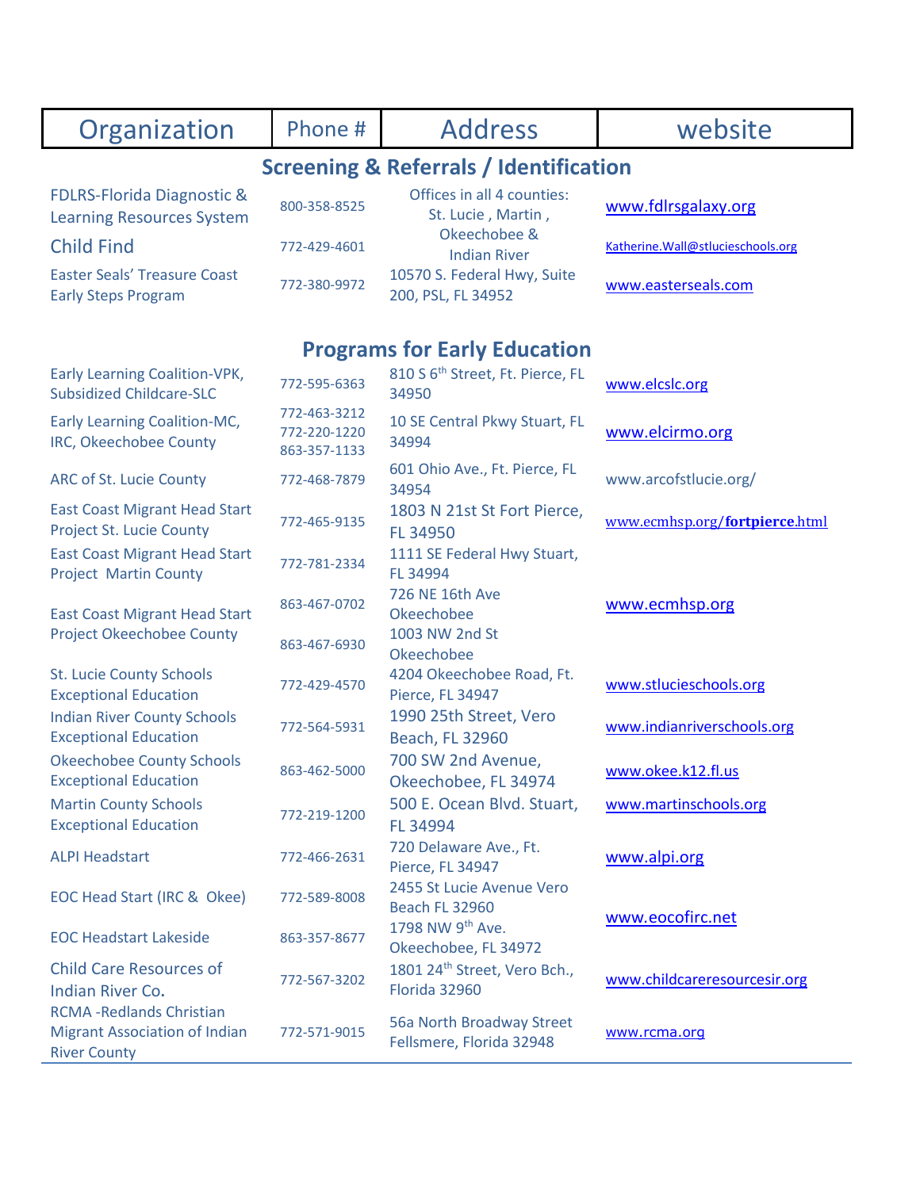| Organization | Phone # | Address | website |
|---|---|---|---|
| **Screening & Referrals / Identification** | | | |
| FDLRS-Florida Diagnostic & Learning Resources System | 800-358-8525 | Offices in all 4 counties: St. Lucie , Martin , Okeechobee & Indian River | www.fdlrsgalaxy.org |
| Child Find | 772-429-4601 | | Katherine.Wall@stlucieschools.org |
| Easter Seals' Treasure Coast Early Steps Program | 772-380-9972 | 10570 S. Federal Hwy, Suite 200, PSL, FL 34952 | www.easterseals.com |
| **Programs for Early Education** | | | |
| Early Learning Coalition-VPK, Subsidized Childcare-SLC | 772-595-6363 | 810 S 6th Street, Ft. Pierce, FL 34950 | www.elcslc.org |
| Early Learning Coalition-MC, IRC, Okeechobee County | 772-463-3212<br>772-220-1220<br>863-357-1133 | 10 SE Central Pkwy Stuart, FL 34994 | www.elcirmo.org |
| ARC of St. Lucie County | 772-468-7879 | 601 Ohio Ave., Ft. Pierce, FL 34954 | www.arcofstlucie.org/ |
| East Coast Migrant Head Start Project St. Lucie County | 772-465-9135 | 1803 N 21st St Fort Pierce, FL 34950 | www.ecmhsp.org/**fortpierce**.html |
| East Coast Migrant Head Start Project Martin County | 772-781-2334 | 1111 SE Federal Hwy Stuart, FL 34994 | www.ecmhsp.org |
| East Coast Migrant Head Start Project Okeechobee County | 863-467-0702 | 726 NE 16th Ave Okeechobee | |
| | 863-467-6930 | 1003 NW 2nd St Okeechobee | |
| St. Lucie County Schools Exceptional Education | 772-429-4570 | 4204 Okeechobee Road, Ft. Pierce, FL 34947 | www.stlucieschools.org |
| Indian River County Schools Exceptional Education | 772-564-5931 | 1990 25th Street, Vero Beach, FL 32960 | www.indianriverschools.org |
| Okeechobee County Schools Exceptional Education | 863-462-5000 | 700 SW 2nd Avenue, Okeechobee, FL 34974 | www.okee.k12.fl.us |
| Martin County Schools Exceptional Education | 772-219-1200 | 500 E. Ocean Blvd. Stuart, FL 34994 | www.martinschools.org |
| ALPI Headstart | 772-466-2631 | 720 Delaware Ave., Ft. Pierce, FL 34947 | www.alpi.org |
| EOC Head Start (IRC & Okee) | 772-589-8008 | 2455 St Lucie Avenue Vero Beach FL 32960 | www.eocofirc.net |
| EOC Headstart Lakeside | 863-357-8677 | 1798 NW 9th Ave. Okeechobee, FL 34972 | |
| Child Care Resources of Indian River Co. | 772-567-3202 | 1801 24th Street, Vero Bch., Florida 32960 | www.childcareresourcesir.org |
| RCMA -Redlands Christian Migrant Association of Indian River County | 772-571-9015 | 56a North Broadway Street Fellsmere, Florida 32948 | www.rcma.org |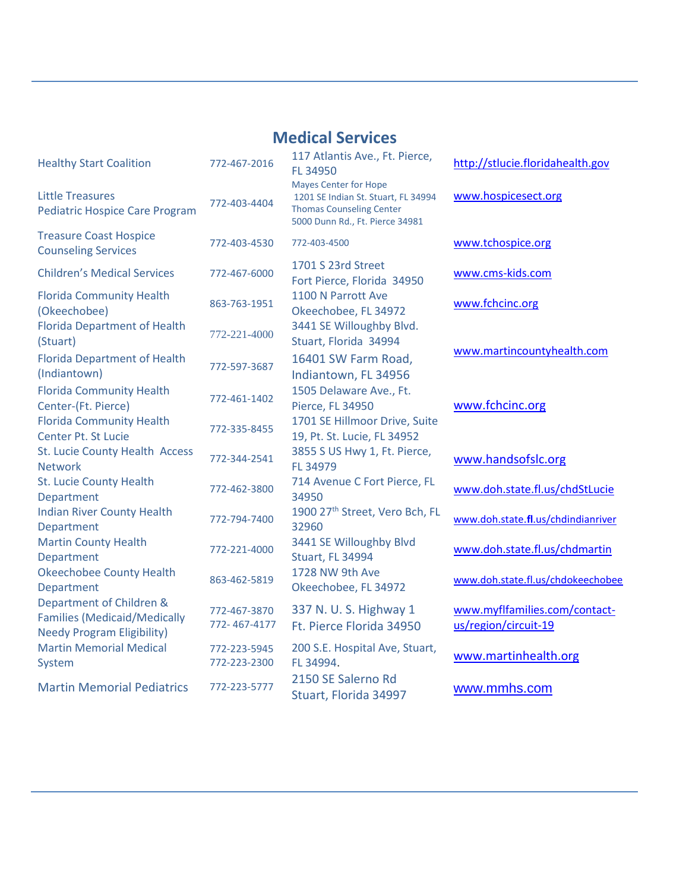## Medical Services

| Name | Phone | Address | Website |
|---|---|---|---|
| Healthy Start Coalition | 772-467-2016 | 117 Atlantis Ave., Ft. Pierce, FL 34950 | http://stlucie.floridahealth.gov |
| Little Treasures Pediatric Hospice Care Program | 772-403-4404 | Mayes Center for Hope 1201 SE Indian St. Stuart, FL 34994 Thomas Counseling Center 5000 Dunn Rd., Ft. Pierce 34981 | www.hospicesect.org |
| Treasure Coast Hospice Counseling Services | 772-403-4530 | 772-403-4500 | www.tchospice.org |
| Children's Medical Services | 772-467-6000 | 1701 S 23rd Street Fort Pierce, Florida 34950 | www.cms-kids.com |
| Florida Community Health (Okeechobee) | 863-763-1951 | 1100 N Parrott Ave Okeechobee, FL 34972 | www.fchcinc.org |
| Florida Department of Health (Stuart) | 772-221-4000 | 3441 SE Willoughby Blvd. Stuart, Florida 34994 | www.martincountyhealth.com |
| Florida Department of Health (Indiantown) | 772-597-3687 | 16401 SW Farm Road, Indiantown, FL 34956 | |
| Florida Community Health Center-(Ft. Pierce) | 772-461-1402 | 1505 Delaware Ave., Ft. Pierce, FL 34950 | www.fchcinc.org |
| Florida Community Health Center Pt. St Lucie | 772-335-8455 | 1701 SE Hillmoor Drive, Suite 19, Pt. St. Lucie, FL 34952 | |
| St. Lucie County Health Access Network | 772-344-2541 | 3855 S US Hwy 1, Ft. Pierce, FL 34979 | www.handsofslc.org |
| St. Lucie County Health Department | 772-462-3800 | 714 Avenue C Fort Pierce, FL 34950 | www.doh.state.fl.us/chdStLucie |
| Indian River County Health Department | 772-794-7400 | 1900 27th Street, Vero Bch, FL 32960 | www.doh.state.fl.us/chdindianriver |
| Martin County Health Department | 772-221-4000 | 3441 SE Willoughby Blvd Stuart, FL 34994 | www.doh.state.fl.us/chdmartin |
| Okeechobee County Health Department | 863-462-5819 | 1728 NW 9th Ave Okeechobee, FL 34972 | www.doh.state.fl.us/chdokeechobee |
| Department of Children & Families (Medicaid/Medically Needy Program Eligibility) | 772-467-3870 772- 467-4177 | 337 N. U. S. Highway 1 Ft. Pierce Florida 34950 | www.myflfamilies.com/contact-us/region/circuit-19 |
| Martin Memorial Medical System | 772-223-5945 772-223-2300 | 200 S.E. Hospital Ave, Stuart, FL 34994. | www.martinhealth.org |
| Martin Memorial Pediatrics | 772-223-5777 | 2150 SE Salerno Rd Stuart, Florida 34997 | www.mmhs.com |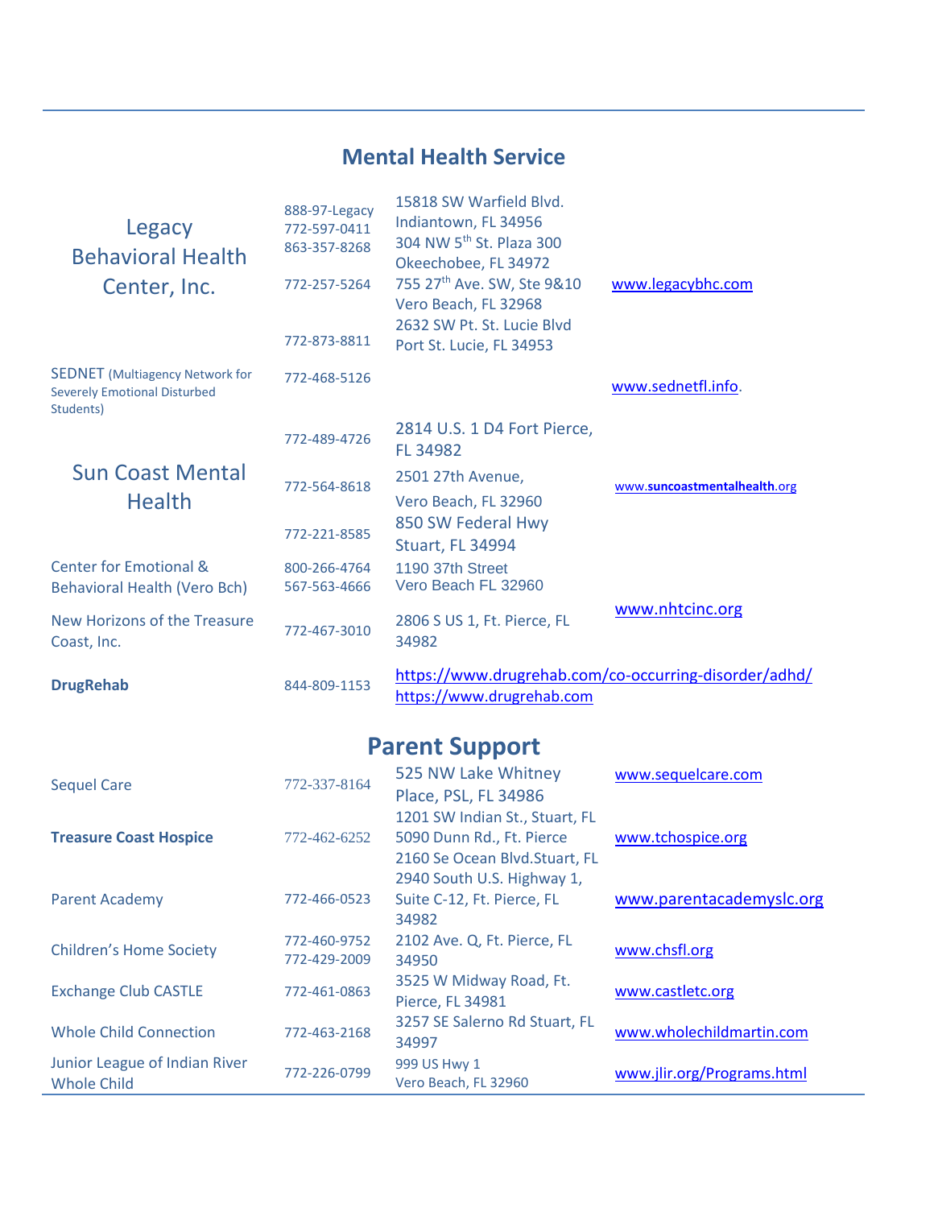## Mental Health Service

| Organization | Phone | Address | Website |
|---|---|---|---|
| Legacy Behavioral Health Center, Inc. | 888-97-Legacy<br>772-597-0411<br>863-357-8268 | 15818 SW Warfield Blvd. Indiantown, FL 34956<br>304 NW 5th St. Plaza 300 Okeechobee, FL 34972 | www.legacybhc.com |
| | 772-257-5264 | 755 27th Ave. SW, Ste 9&10 Vero Beach, FL 32968 | |
| | 772-873-8811 | 2632 SW Pt. St. Lucie Blvd Port St. Lucie, FL 34953 | |
| SEDNET (Multiagency Network for Severely Emotional Disturbed Students) | 772-468-5126 | | www.sednetfl.info. |
| Sun Coast Mental Health | 772-489-4726 | 2814 U.S. 1 D4 Fort Pierce, FL 34982 | www.suncoastmentalhealth.org |
| | 772-564-8618 | 2501 27th Avenue, Vero Beach, FL 32960 | |
| | 772-221-8585 | 850 SW Federal Hwy Stuart, FL 34994 | |
| Center for Emotional & Behavioral Health (Vero Bch) | 800-266-4764<br>567-563-4666 | 1190 37th Street Vero Beach FL 32960 | |
| New Horizons of the Treasure Coast, Inc. | 772-467-3010 | 2806 S US 1, Ft. Pierce, FL 34982 | www.nhtcinc.org |
| **DrugRehab** | 844-809-1153 | https://www.drugrehab.com/co-occurring-disorder/adhd/<br>https://www.drugrehab.com | |

## Parent Support

| Organization | Phone | Address | Website |
|---|---|---|---|
| Sequel Care | 772-337-8164 | 525 NW Lake Whitney Place, PSL, FL 34986 | www.sequelcare.com |
| **Treasure Coast Hospice** | 772-462-6252 | 1201 SW Indian St., Stuart, FL<br>5090 Dunn Rd., Ft. Pierce<br>2160 Se Ocean Blvd.Stuart, FL | www.tchospice.org |
| Parent Academy | 772-466-0523 | 2940 South U.S. Highway 1, Suite C-12, Ft. Pierce, FL 34982 | www.parentacademyslc.org |
| Children's Home Society | 772-460-9752<br>772-429-2009 | 2102 Ave. Q, Ft. Pierce, FL 34950 | www.chsfl.org |
| Exchange Club CASTLE | 772-461-0863 | 3525 W Midway Road, Ft. Pierce, FL 34981 | www.castletc.org |
| Whole Child Connection | 772-463-2168 | 3257 SE Salerno Rd Stuart, FL 34997 | www.wholechildmartin.com |
| Junior League of Indian River Whole Child | 772-226-0799 | 999 US Hwy 1 Vero Beach, FL 32960 | www.jlir.org/Programs.html |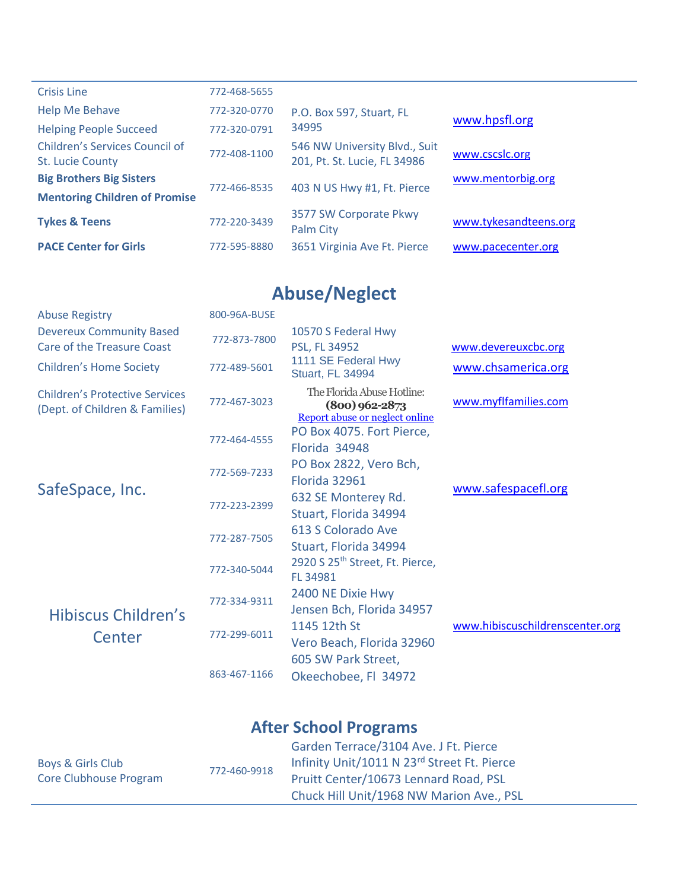| | | | |
|---|---|---|---|
| Crisis Line | 772-468-5655 | | |
| Help Me Behave | 772-320-0770 | P.O. Box 597, Stuart, FL 34995 | www.hpsfl.org |
| Helping People Succeed | 772-320-0791 | | |
| Children's Services Council of St. Lucie County | 772-408-1100 | 546 NW University Blvd., Suit 201, Pt. St. Lucie, FL 34986 | www.cscslc.org |
| **Big Brothers Big Sisters** | 772-466-8535 | 403 N US Hwy #1, Ft. Pierce | www.mentorbig.org |
| **Mentoring Children of Promise** | | | |
| **Tykes & Teens** | 772-220-3439 | 3577 SW Corporate Pkwy Palm City | www.tykesandteens.org |
| **PACE Center for Girls** | 772-595-8880 | 3651 Virginia Ave Ft. Pierce | www.pacecenter.org |

## Abuse/Neglect

| | | | |
|---|---|---|---|
| Abuse Registry | 800-96A-BUSE | | |
| Devereux Community Based Care of the Treasure Coast | 772-873-7800 | 10570 S Federal Hwy PSL, FL 34952 | www.devereuxcbc.org |
| Children's Home Society | 772-489-5601 | 1111 SE Federal Hwy Stuart, FL 34994 | www.chsamerica.org |
| Children's Protective Services (Dept. of Children & Families) | 772-467-3023 | The Florida Abuse Hotline: **(800) 962-2873** Report abuse or neglect online | www.myflfamilies.com |
| SafeSpace, Inc. | 772-464-4555 | PO Box 4075. Fort Pierce, Florida 34948 | www.safespacefl.org |
| | 772-569-7233 | PO Box 2822, Vero Bch, Florida 32961 | |
| | 772-223-2399 | 632 SE Monterey Rd. Stuart, Florida 34994 | |
| | 772-287-7505 | 613 S Colorado Ave Stuart, Florida 34994 | |
| | 772-340-5044 | 2920 S 25th Street, Ft. Pierce, FL 34981 | |
| Hibiscus Children's Center | 772-334-9311 | 2400 NE Dixie Hwy Jensen Bch, Florida 34957 | www.hibiscuschildrenscenter.org |
| | 772-299-6011 | 1145 12th St Vero Beach, Florida 32960 | |
| | 863-467-1166 | 605 SW Park Street, Okeechobee, Fl 34972 | |

## After School Programs

| | | |
|---|---|---|
| Boys & Girls Club Core Clubhouse Program | 772-460-9918 | Garden Terrace/3104 Ave. J Ft. Pierce<br>Infinity Unit/1011 N 23rd Street Ft. Pierce<br>Pruitt Center/10673 Lennard Road, PSL<br>Chuck Hill Unit/1968 NW Marion Ave., PSL |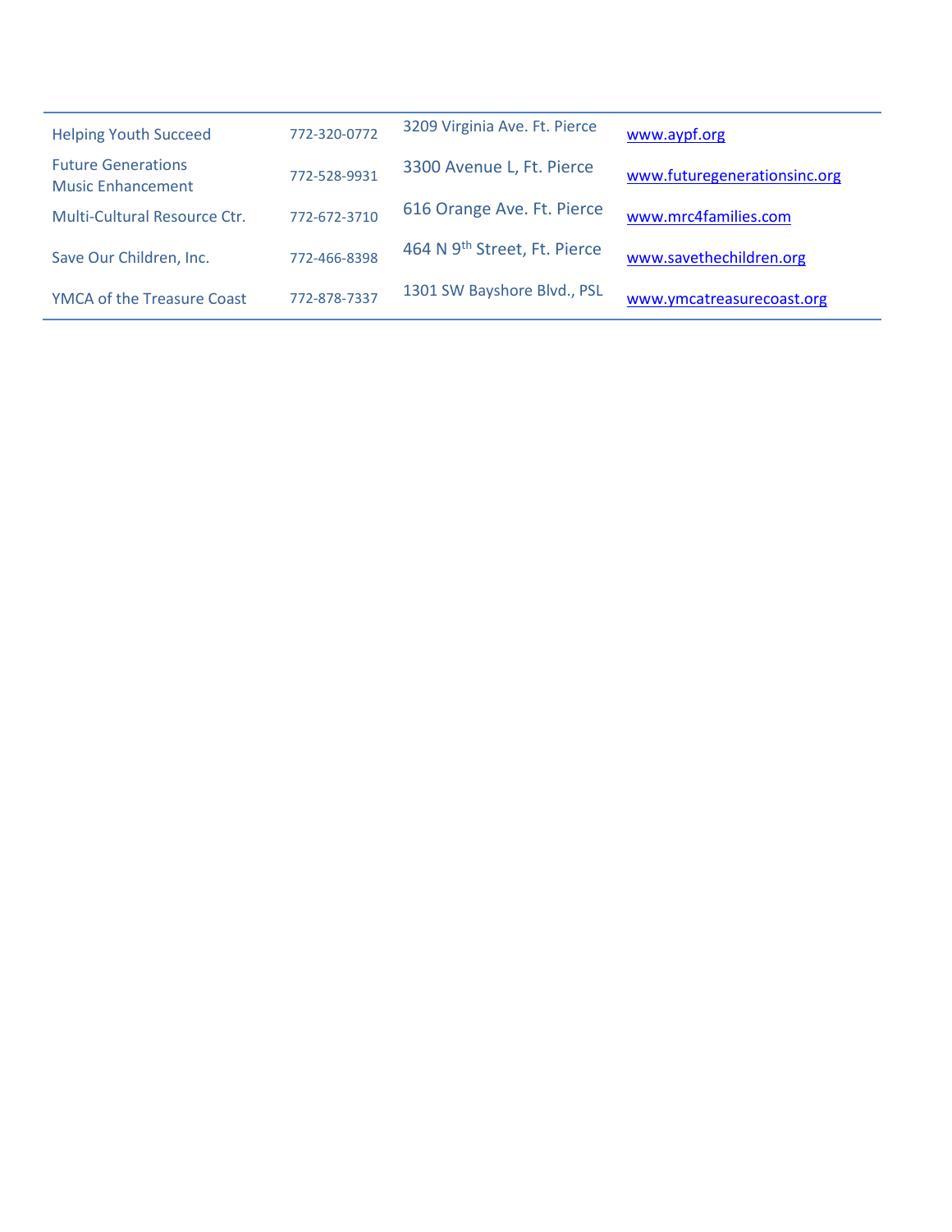| | | | |
|---|---|---|---|
| Helping Youth Succeed | 772-320-0772 | 3209 Virginia Ave. Ft. Pierce | www.aypf.org |
| Future Generations Music Enhancement | 772-528-9931 | 3300 Avenue L, Ft. Pierce | www.futuregenerationsinc.org |
| Multi-Cultural Resource Ctr. | 772-672-3710 | 616 Orange Ave. Ft. Pierce | www.mrc4families.com |
| Save Our Children, Inc. | 772-466-8398 | 464 N 9th Street, Ft. Pierce | www.savethechildren.org |
| YMCA of the Treasure Coast | 772-878-7337 | 1301 SW Bayshore Blvd., PSL | www.ymcatreasurecoast.org |